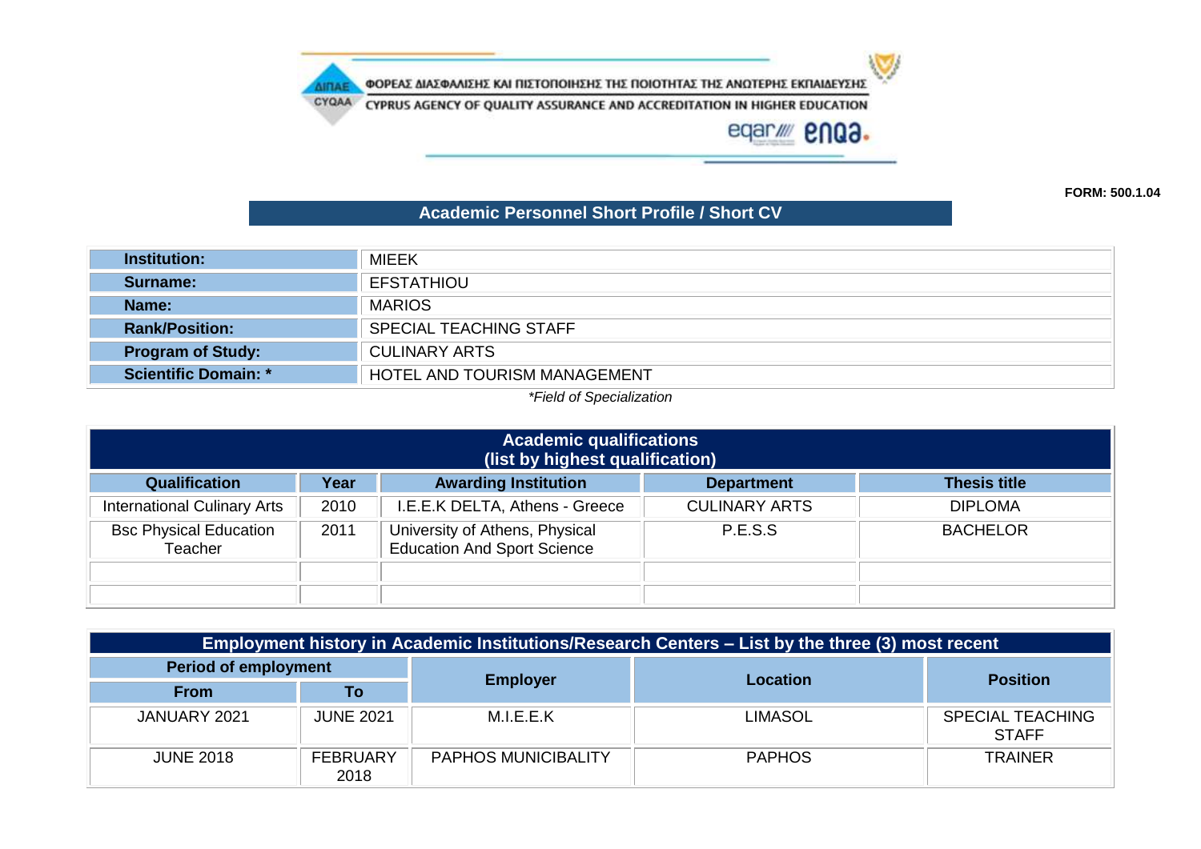ΦΟΡΕΑΣ ΔΙΑΣΦΑΛΙΣΗΣ ΚΑΙ ΠΙΣΤΟΠΟΙΗΣΗΣ ΤΗΣ ΠΟΙΟΤΗΤΑΣ ΤΗΣ ΑΝΩΤΕΡΗΣ ΕΚΠΑΙΔΕΥΣΗΣ

CYPRUS AGENCY OF QUALITY ASSURANCE AND ACCREDITATION IN HIGHER EDUCATION

**FORM: 500.1.04**

## Academic Personnel Short Profile / Short CV

| | |
|---|---|
| **Institution:** | MIEEK |
| **Surname:** | EFSTATHIOU |
| **Name:** | MARIOS |
| **Rank/Position:** | SPECIAL TEACHING STAFF |
| **Program of Study:** | CULINARY ARTS |
| **Scientific Domain: *** | HOTEL AND TOURISM MANAGEMENT |

*\*Field of Specialization*

| Academic qualifications (list by highest qualification) | | | | |
|---|---|---|---|---|
| **Qualification** | **Year** | **Awarding Institution** | **Department** | **Thesis title** |
| International Culinary Arts | 2010 | I.E.E.K DELTA, Athens - Greece | CULINARY ARTS | DIPLOMA |
| Bsc Physical Education Teacher | 2011 | University of Athens, Physical Education And Sport Science | P.E.S.S | BACHELOR |
| | | | | |
| | | | | |

| Employment history in Academic Institutions/Research Centers – List by the three (3) most recent | | | | |
|---|---|---|---|---|
| **Period of employment** | | **Employer** | **Location** | **Position** |
| **From** | **To** | | | |
| JANUARY 2021 | JUNE 2021 | M.I.E.E.K | LIMASOL | SPECIAL TEACHING STAFF |
| JUNE 2018 | FEBRUARY 2018 | PAPHOS MUNICIBALITY | PAPHOS | TRAINER |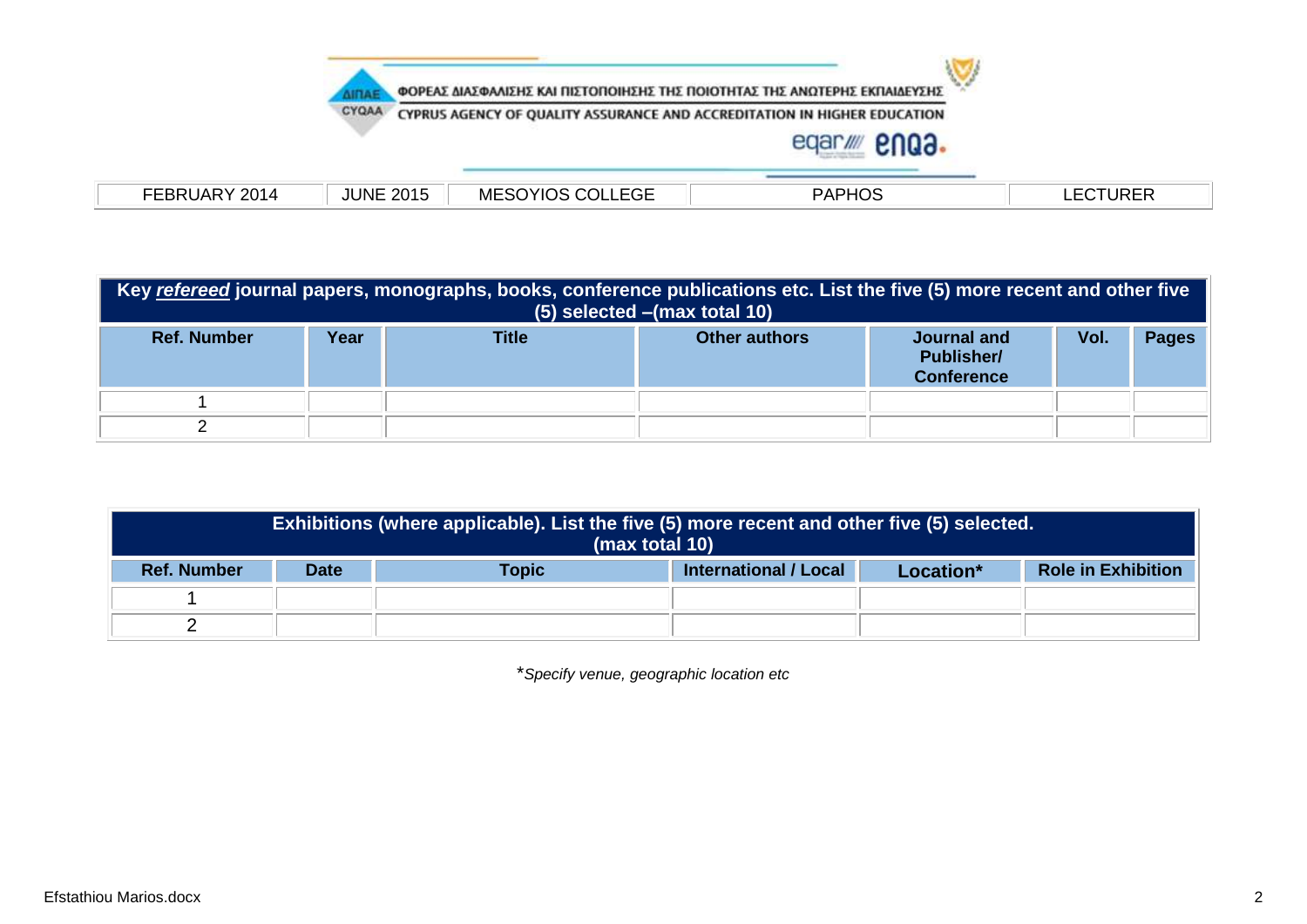ΦΟΡΕΑΣ ΔΙΑΣΦΑΛΙΣΗΣ ΚΑΙ ΠΙΣΤΟΠΟΙΗΣΗΣ ΤΗΣ ΠΟΙΟΤΗΤΑΣ ΤΗΣ ΑΝΩΤΕΡΗΣ ΕΚΠΑΙΔΕΥΣΗΣ
CYPRUS AGENCY OF QUALITY ASSURANCE AND ACCREDITATION IN HIGHER EDUCATION

| FEBRUARY 2014 | JUNE 2015 | MESOYIOS COLLEGE | PAPHOS | LECTURER |
|---|---|---|---|---|

| Key ***refereed*** journal papers, monographs, books, conference publications etc. List the five (5) more recent and other five (5) selected –(max total 10) | | | | | | |
|---|---|---|---|---|---|---|
| **Ref. Number** | **Year** | **Title** | **Other authors** | **Journal and Publisher/ Conference** | **Vol.** | **Pages** |
| 1 | | | | | | |
| 2 | | | | | | |

| Exhibitions (where applicable). List the five (5) more recent and other five (5) selected. (max total 10) | | | | | |
|---|---|---|---|---|---|
| **Ref. Number** | **Date** | **Topic** | **International / Local** | **Location*** | **Role in Exhibition** |
| 1 | | | | | |
| 2 | | | | | |

**Specify venue, geographic location etc*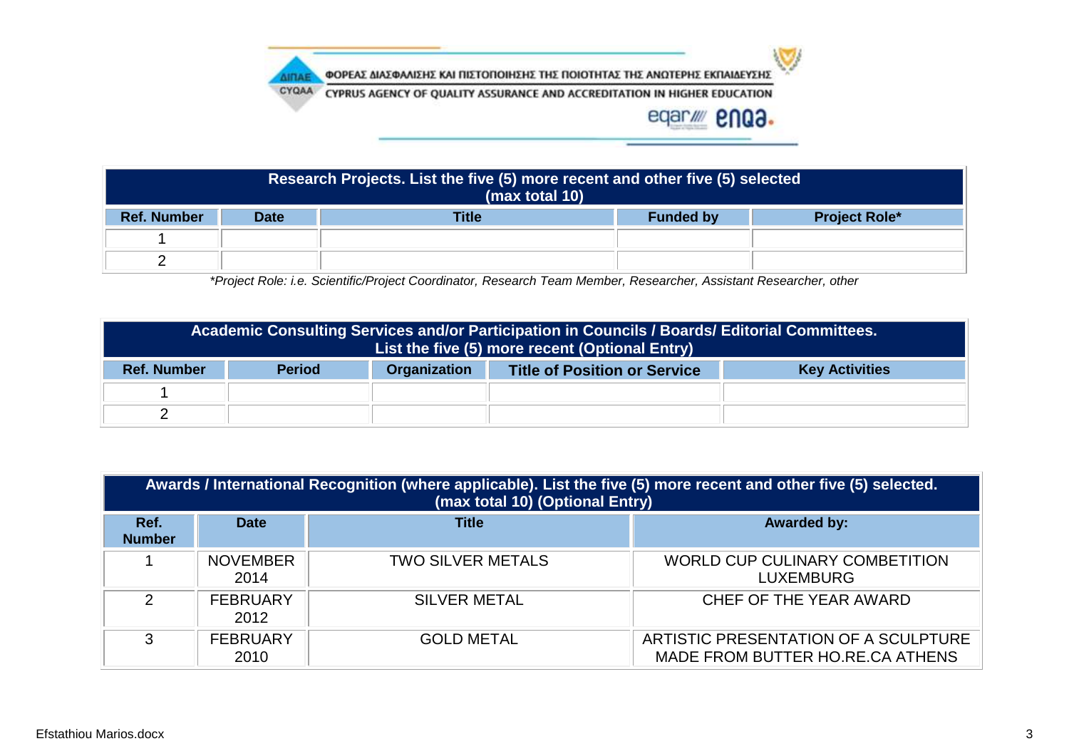ΦΟΡΕΑΣ ΔΙΑΣΦΑΛΙΣΗΣ ΚΑΙ ΠΙΣΤΟΠΟΙΗΣΗΣ ΤΗΣ ΠΟΙΟΤΗΤΑΣ ΤΗΣ ΑΝΩΤΕΡΗΣ ΕΚΠΑΙΔΕΥΣΗΣ

CYPRUS AGENCY OF QUALITY ASSURANCE AND ACCREDITATION IN HIGHER EDUCATION

| **Research Projects. List the five (5) more recent and other five (5) selected (max total 10)** | | | | |
|---|---|---|---|---|
| **Ref. Number** | **Date** | **Title** | **Funded by** | **Project Role*** |
| 1 | | | | |
| 2 | | | | |

*\*Project Role: i.e. Scientific/Project Coordinator, Research Team Member, Researcher, Assistant Researcher, other*

| **Academic Consulting Services and/or Participation in Councils / Boards/ Editorial Committees. List the five (5) more recent (Optional Entry)** | | | | |
|---|---|---|---|---|
| **Ref. Number** | **Period** | **Organization** | **Title of Position or Service** | **Key Activities** |
| 1 | | | | |
| 2 | | | | |

| **Awards / International Recognition (where applicable). List the five (5) more recent and other five (5) selected. (max total 10) (Optional Entry)** | | | |
|---|---|---|---|
| **Ref. Number** | **Date** | **Title** | **Awarded by:** |
| 1 | NOVEMBER 2014 | TWO SILVER METALS | WORLD CUP CULINARY COMBETITION LUXEMBURG |
| 2 | FEBRUARY 2012 | SILVER METAL | CHEF OF THE YEAR AWARD |
| 3 | FEBRUARY 2010 | GOLD METAL | ARTISTIC PRESENTATION OF A SCULPTURE MADE FROM BUTTER HO.RE.CA ATHENS |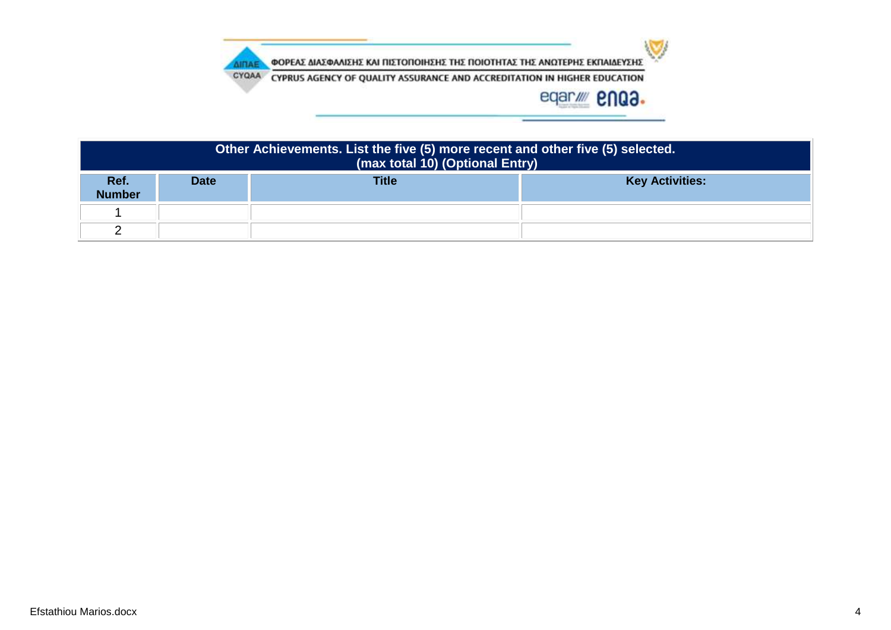ΦΟΡΕΑΣ ΔΙΑΣΦΑΛΙΣΗΣ ΚΑΙ ΠΙΣΤΟΠΟΙΗΣΗΣ ΤΗΣ ΠΟΙΟΤΗΤΑΣ ΤΗΣ ΑΝΩΤΕΡΗΣ ΕΚΠΑΙΔΕΥΣΗΣ

CYPRUS AGENCY OF QUALITY ASSURANCE AND ACCREDITATION IN HIGHER EDUCATION

| Other Achievements. List the five (5) more recent and other five (5) selected. (max total 10) (Optional Entry) | | | |
|---|---|---|---|
| **Ref. Number** | **Date** | **Title** | **Key Activities:** |
| 1 | | | |
| 2 | | | |